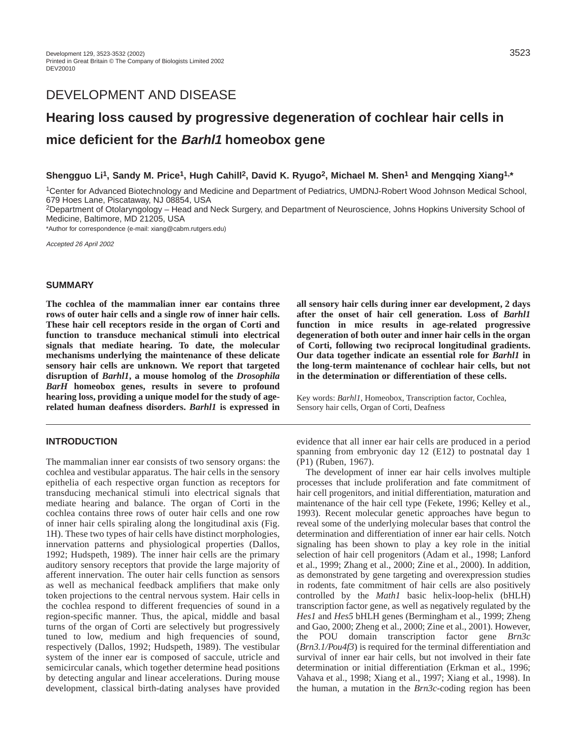DEVELOPMENT AND DISEASE

# Hearing loss caused by progressive degeneration of cochlear hair cells in mice deficient for the *Barhl1* homeobox gene

**Shengguo Li[1], Sandy M. Price[1], Hugh Cahill[2], David K. Ryugo[2], Michael M. Shen[1] and Mengqing Xiang[1,*]**

[1]Center for Advanced Biotechnology and Medicine and Department of Pediatrics, UMDNJ-Robert Wood Johnson Medical School, 679 Hoes Lane, Piscataway, NJ 08854, USA

[2]Department of Otolaryngology – Head and Neck Surgery, and Department of Neuroscience, Johns Hopkins University School of Medicine, Baltimore, MD 21205, USA

*Author for correspondence (e-mail: xiang@cabm.rutgers.edu)

*Accepted 26 April 2002*

## SUMMARY

**The cochlea of the mammalian inner ear contains three rows of outer hair cells and a single row of inner hair cells. These hair cell receptors reside in the organ of Corti and function to transduce mechanical stimuli into electrical signals that mediate hearing. To date, the molecular mechanisms underlying the maintenance of these delicate sensory hair cells are unknown. We report that targeted disruption of *Barhl1*, a mouse homolog of the *Drosophila BarH* homeobox genes, results in severe to profound hearing loss, providing a unique model for the study of age-related human deafness disorders. *Barhl1* is expressed in all sensory hair cells during inner ear development, 2 days after the onset of hair cell generation. Loss of *Barhl1* function in mice results in age-related progressive degeneration of both outer and inner hair cells in the organ of Corti, following two reciprocal longitudinal gradients. Our data together indicate an essential role for *Barhl1* in the long-term maintenance of cochlear hair cells, but not in the determination or differentiation of these cells.**

Key words: *Barhl1*, Homeobox, Transcription factor, Cochlea, Sensory hair cells, Organ of Corti, Deafness

## INTRODUCTION

The mammalian inner ear consists of two sensory organs: the cochlea and vestibular apparatus. The hair cells in the sensory epithelia of each respective organ function as receptors for transducing mechanical stimuli into electrical signals that mediate hearing and balance. The organ of Corti in the cochlea contains three rows of outer hair cells and one row of inner hair cells spiraling along the longitudinal axis (Fig. 1H). These two types of hair cells have distinct morphologies, innervation patterns and physiological properties (Dallos, 1992; Hudspeth, 1989). The inner hair cells are the primary auditory sensory receptors that provide the large majority of afferent innervation. The outer hair cells function as sensors as well as mechanical feedback amplifiers that make only token projections to the central nervous system. Hair cells in the cochlea respond to different frequencies of sound in a region-specific manner. Thus, the apical, middle and basal turns of the organ of Corti are selectively but progressively tuned to low, medium and high frequencies of sound, respectively (Dallos, 1992; Hudspeth, 1989). The vestibular system of the inner ear is composed of saccule, utricle and semicircular canals, which together determine head positions by detecting angular and linear accelerations. During mouse development, classical birth-dating analyses have provided evidence that all inner ear hair cells are produced in a period spanning from embryonic day 12 (E12) to postnatal day 1 (P1) (Ruben, 1967).

The development of inner ear hair cells involves multiple processes that include proliferation and fate commitment of hair cell progenitors, and initial differentiation, maturation and maintenance of the hair cell type (Fekete, 1996; Kelley et al., 1993). Recent molecular genetic approaches have begun to reveal some of the underlying molecular bases that control the determination and differentiation of inner ear hair cells. Notch signaling has been shown to play a key role in the initial selection of hair cell progenitors (Adam et al., 1998; Lanford et al., 1999; Zhang et al., 2000; Zine et al., 2000). In addition, as demonstrated by gene targeting and overexpression studies in rodents, fate commitment of hair cells are also positively controlled by the *Math1* basic helix-loop-helix (bHLH) transcription factor gene, as well as negatively regulated by the *Hes1* and *Hes5* bHLH genes (Bermingham et al., 1999; Zheng and Gao, 2000; Zheng et al., 2000; Zine et al., 2001). However, the POU domain transcription factor gene *Brn3c* (*Brn3.1/Pou4f3*) is required for the terminal differentiation and survival of inner ear hair cells, but not involved in their fate determination or initial differentiation (Erkman et al., 1996; Vahava et al., 1998; Xiang et al., 1997; Xiang et al., 1998). In the human, a mutation in the *Brn3c*-coding region has been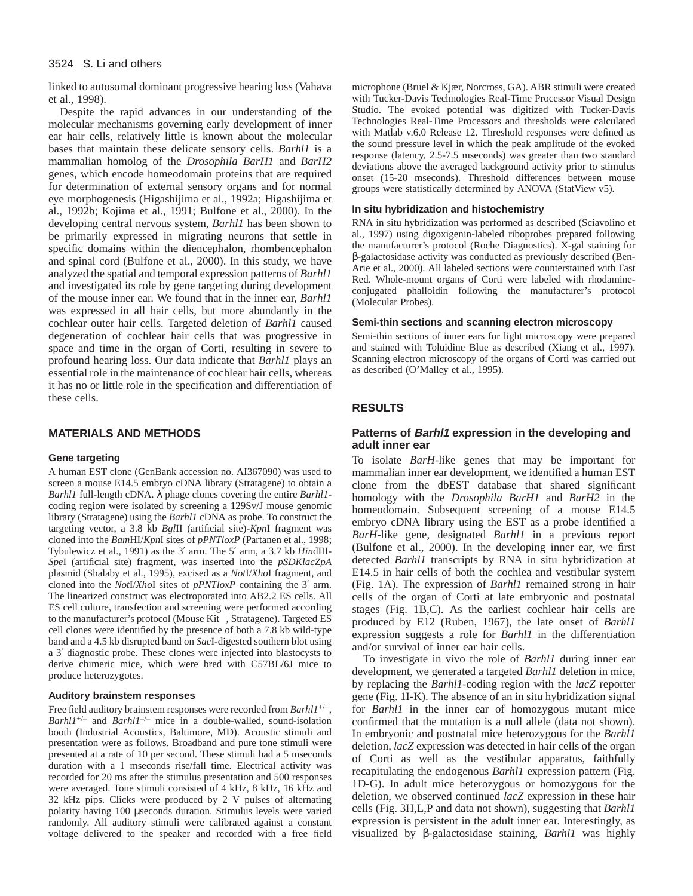linked to autosomal dominant progressive hearing loss (Vahava et al., 1998).

Despite the rapid advances in our understanding of the molecular mechanisms governing early development of inner ear hair cells, relatively little is known about the molecular bases that maintain these delicate sensory cells. *Barhl1* is a mammalian homolog of the *Drosophila BarH1* and *BarH2* genes, which encode homeodomain proteins that are required for determination of external sensory organs and for normal eye morphogenesis (Higashijima et al., 1992a; Higashijima et al., 1992b; Kojima et al., 1991; Bulfone et al., 2000). In the developing central nervous system, *Barhl1* has been shown to be primarily expressed in migrating neurons that settle in specific domains within the diencephalon, rhombencephalon and spinal cord (Bulfone et al., 2000). In this study, we have analyzed the spatial and temporal expression patterns of *Barhl1* and investigated its role by gene targeting during development of the mouse inner ear. We found that in the inner ear, *Barhl1* was expressed in all hair cells, but more abundantly in the cochlear outer hair cells. Targeted deletion of *Barhl1* caused degeneration of cochlear hair cells that was progressive in space and time in the organ of Corti, resulting in severe to profound hearing loss. Our data indicate that *Barhl1* plays an essential role in the maintenance of cochlear hair cells, whereas it has no or little role in the specification and differentiation of these cells.

## MATERIALS AND METHODS

### Gene targeting

A human EST clone (GenBank accession no. AI367090) was used to screen a mouse E14.5 embryo cDNA library (Stratagene) to obtain a *Barhl1* full-length cDNA. λ phage clones covering the entire *Barhl1*-coding region were isolated by screening a 129Sv/J mouse genomic library (Stratagene) using the *Barhl1* cDNA as probe. To construct the targeting vector, a 3.8 kb *Bgl*II (artificial site)-*Kpn*I fragment was cloned into the *Bam*HI/*Kpn*I sites of *pPNTloxP* (Partanen et al., 1998; Tybulewicz et al., 1991) as the 3′ arm. The 5′ arm, a 3.7 kb *Hin*dIII-*Spe*I (artificial site) fragment, was inserted into the *pSDKlacZpA* plasmid (Shalaby et al., 1995), excised as a *Not*I/*Xho*I fragment, and cloned into the *Not*I/*Xho*I sites of *pPNTloxP* containing the 3′ arm. The linearized construct was electroporated into AB2.2 ES cells. All ES cell culture, transfection and screening were performed according to the manufacturer's protocol (Mouse Kit , Stratagene). Targeted ES cell clones were identified by the presence of both a 7.8 kb wild-type band and a 4.5 kb disrupted band on *Sac*I-digested southern blot using a 3′ diagnostic probe. These clones were injected into blastocysts to derive chimeric mice, which were bred with C57BL/6J mice to produce heterozygotes.

### Auditory brainstem responses

Free field auditory brainstem responses were recorded from *Barhl1*$^{+/+}$, *Barhl1*$^{+/-}$ and *Barhl1*$^{-/-}$ mice in a double-walled, sound-isolation booth (Industrial Acoustics, Baltimore, MD). Acoustic stimuli and presentation were as follows. Broadband and pure tone stimuli were presented at a rate of 10 per second. These stimuli had a 5 mseconds duration with a 1 mseconds rise/fall time. Electrical activity was recorded for 20 ms after the stimulus presentation and 500 responses were averaged. Tone stimuli consisted of 4 kHz, 8 kHz, 16 kHz and 32 kHz pips. Clicks were produced by 2 V pulses of alternating polarity having 100 μseconds duration. Stimulus levels were varied randomly. All auditory stimuli were calibrated against a constant voltage delivered to the speaker and recorded with a free field microphone (Bruel & Kjær, Norcross, GA). ABR stimuli were created with Tucker-Davis Technologies Real-Time Processor Visual Design Studio. The evoked potential was digitized with Tucker-Davis Technologies Real-Time Processors and thresholds were calculated with Matlab v.6.0 Release 12. Threshold responses were defined as the sound pressure level in which the peak amplitude of the evoked response (latency, 2.5-7.5 mseconds) was greater than two standard deviations above the averaged background activity prior to stimulus onset (15-20 mseconds). Threshold differences between mouse groups were statistically determined by ANOVA (StatView v5).

### In situ hybridization and histochemistry

RNA in situ hybridization was performed as described (Sciavolino et al., 1997) using digoxigenin-labeled riboprobes prepared following the manufacturer's protocol (Roche Diagnostics). X-gal staining for β-galactosidase activity was conducted as previously described (Ben-Arie et al., 2000). All labeled sections were counterstained with Fast Red. Whole-mount organs of Corti were labeled with rhodamine-conjugated phalloidin following the manufacturer's protocol (Molecular Probes).

### Semi-thin sections and scanning electron microscopy

Semi-thin sections of inner ears for light microscopy were prepared and stained with Toluidine Blue as described (Xiang et al., 1997). Scanning electron microscopy of the organs of Corti was carried out as described (O'Malley et al., 1995).

## RESULTS

### Patterns of *Barhl1* expression in the developing and adult inner ear

To isolate *BarH*-like genes that may be important for mammalian inner ear development, we identified a human EST clone from the dbEST database that shared significant homology with the *Drosophila BarH1* and *BarH2* in the homeodomain. Subsequent screening of a mouse E14.5 embryo cDNA library using the EST as a probe identified a *BarH*-like gene, designated *Barhl1* in a previous report (Bulfone et al., 2000). In the developing inner ear, we first detected *Barhl1* transcripts by RNA in situ hybridization at E14.5 in hair cells of both the cochlea and vestibular system (Fig. 1A). The expression of *Barhl1* remained strong in hair cells of the organ of Corti at late embryonic and postnatal stages (Fig. 1B,C). As the earliest cochlear hair cells are produced by E12 (Ruben, 1967), the late onset of *Barhl1* expression suggests a role for *Barhl1* in the differentiation and/or survival of inner ear hair cells.

To investigate in vivo the role of *Barhl1* during inner ear development, we generated a targeted *Barhl1* deletion in mice, by replacing the *Barhl1*-coding region with the *lacZ* reporter gene (Fig. 1I-K). The absence of an in situ hybridization signal for *Barhl1* in the inner ear of homozygous mutant mice confirmed that the mutation is a null allele (data not shown). In embryonic and postnatal mice heterozygous for the *Barhl1* deletion, *lacZ* expression was detected in hair cells of the organ of Corti as well as the vestibular apparatus, faithfully recapitulating the endogenous *Barhl1* expression pattern (Fig. 1D-G). In adult mice heterozygous or homozygous for the deletion, we observed continued *lacZ* expression in these hair cells (Fig. 3H,L,P and data not shown), suggesting that *Barhl1* expression is persistent in the adult inner ear. Interestingly, as visualized by β-galactosidase staining, *Barhl1* was highly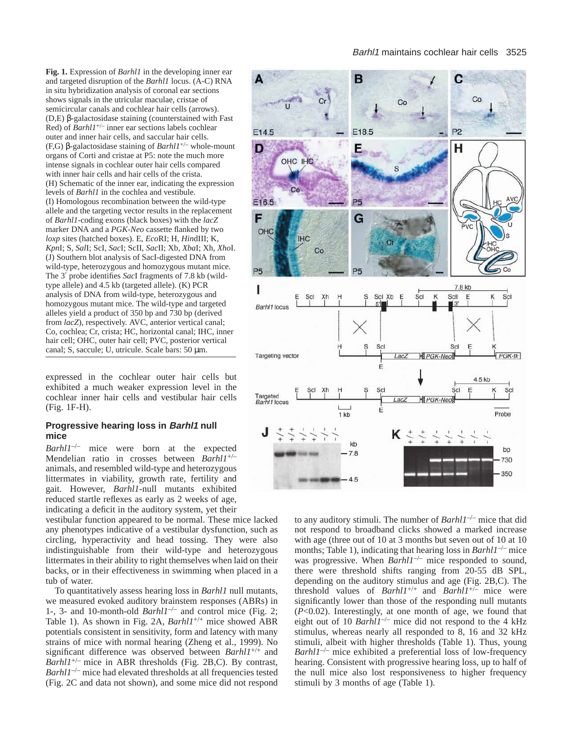**Fig. 1.** Expression of *Barhl1* in the developing inner ear and targeted disruption of the *Barhl1* locus. (A-C) RNA in situ hybridization analysis of coronal ear sections shows signals in the utricular maculae, cristae of semicircular canals and cochlear hair cells (arrows). (D,E) β-galactosidase staining (counterstained with Fast Red) of *Barhl1*$^{+/-}$ inner ear sections labels cochlear outer and inner hair cells, and saccular hair cells. (F,G) β-galactosidase staining of *Barhl1*$^{+/-}$ whole-mount organs of Corti and cristae at P5: note the much more intense signals in cochlear outer hair cells compared with inner hair cells and hair cells of the crista. (H) Schematic of the inner ear, indicating the expression levels of *Barhl1* in the cochlea and vestibule. (I) Homologous recombination between the wild-type allele and the targeting vector results in the replacement of *Barhl1*-coding exons (black boxes) with the *lacZ* marker DNA and a *PGK-Neo* cassette flanked by two *loxp* sites (hatched boxes). E, *Eco*RI; H, *Hin*dIII; K, *Kpn*I; S, *Sal*I; ScI, *Sac*I; ScII, *Sac*II; Xb, *Xba*I; Xh, *Xho*I. (J) Southern blot analysis of SacI-digested DNA from wild-type, heterozygous and homozygous mutant mice. The 3′ probe identifies *Sac*I fragments of 7.8 kb (wild-type allele) and 4.5 kb (targeted allele). (K) PCR analysis of DNA from wild-type, heterozygous and homozygous mutant mice. The wild-type and targeted alleles yield a product of 350 bp and 730 bp (derived from *lacZ*), respectively. AVC, anterior vertical canal; Co, cochlea; Cr, crista; HC, horizontal canal; IHC, inner hair cell; OHC, outer hair cell; PVC, posterior vertical canal; S, saccule; U, utricle. Scale bars: 50 μm.

expressed in the cochlear outer hair cells but exhibited a much weaker expression level in the cochlear inner hair cells and vestibular hair cells (Fig. 1F-H).

### Progressive hearing loss in *Barhl1* null mice

*Barhl1*$^{-/-}$ mice were born at the expected Mendelian ratio in crosses between *Barhl1*$^{+/-}$ animals, and resembled wild-type and heterozygous littermates in viability, growth rate, fertility and gait. However, *Barhl1*-null mutants exhibited reduced startle reflexes as early as 2 weeks of age, indicating a deficit in the auditory system, yet their vestibular function appeared to be normal. These mice lacked any phenotypes indicative of a vestibular dysfunction, such as circling, hyperactivity and head tossing. They were also indistinguishable from their wild-type and heterozygous littermates in their ability to right themselves when laid on their backs, or in their effectiveness in swimming when placed in a tub of water.

To quantitatively assess hearing loss in *Barhl1* null mutants, we measured evoked auditory brainstem responses (ABRs) in 1-, 3- and 10-month-old *Barhl1*$^{-/-}$ and control mice (Fig. 2; Table 1). As shown in Fig. 2A, *Barhl1*$^{+/+}$ mice showed ABR potentials consistent in sensitivity, form and latency with many strains of mice with normal hearing (Zheng et al., 1999). No significant difference was observed between *Barhl1*$^{+/+}$ and *Barhl1*$^{+/-}$ mice in ABR thresholds (Fig. 2B,C). By contrast, *Barhl1*$^{-/-}$ mice had elevated thresholds at all frequencies tested (Fig. 2C and data not shown), and some mice did not respond to any auditory stimuli. The number of *Barhl1*$^{-/-}$ mice that did not respond to broadband clicks showed a marked increase with age (three out of 10 at 3 months but seven out of 10 at 10 months; Table 1), indicating that hearing loss in *Barhl1*$^{-/-}$ mice was progressive. When *Barhl1*$^{-/-}$ mice responded to sound, there were threshold shifts ranging from 20-55 dB SPL, depending on the auditory stimulus and age (Fig. 2B,C). The threshold values of *Barhl1*$^{+/+}$ and *Barhl1*$^{+/-}$ mice were significantly lower than those of the responding null mutants ($P<0.02$). Interestingly, at one month of age, we found that eight out of 10 *Barhl1*$^{-/-}$ mice did not respond to the 4 kHz stimulus, whereas nearly all responded to 8, 16 and 32 kHz stimuli, albeit with higher thresholds (Table 1). Thus, young *Barhl1*$^{-/-}$ mice exhibited a preferential loss of low-frequency hearing. Consistent with progressive hearing loss, up to half of the null mice also lost responsiveness to higher frequency stimuli by 3 months of age (Table 1).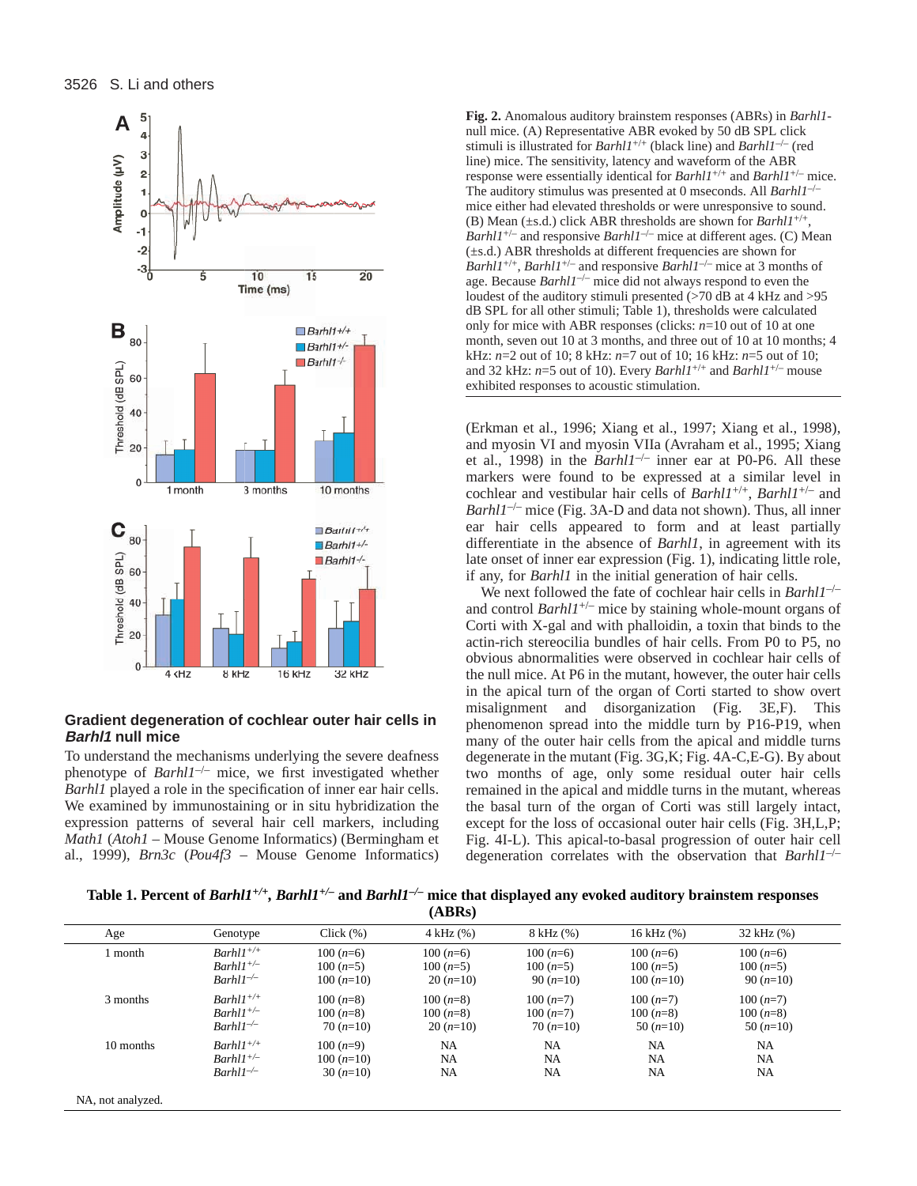**Fig. 2.** Anomalous auditory brainstem responses (ABRs) in *Barhl1*-null mice. (A) Representative ABR evoked by 50 dB SPL click stimuli is illustrated for *Barhl1*$^{+/+}$ (black line) and *Barhl1*$^{-/-}$ (red line) mice. The sensitivity, latency and waveform of the ABR response were essentially identical for *Barhl1*$^{+/+}$ and *Barhl1*$^{+/-}$ mice. The auditory stimulus was presented at 0 mseconds. All *Barhl1*$^{-/-}$ mice either had elevated thresholds or were unresponsive to sound. (B) Mean (±s.d.) click ABR thresholds are shown for *Barhl1*$^{+/+}$, *Barhl1*$^{+/-}$ and responsive *Barhl1*$^{-/-}$ mice at different ages. (C) Mean (±s.d.) ABR thresholds at different frequencies are shown for *Barhl1*$^{+/+}$, *Barhl1*$^{+/-}$ and responsive *Barhl1*$^{-/-}$ mice at 3 months of age. Because *Barhl1*$^{-/-}$ mice did not always respond to even the loudest of the auditory stimuli presented (>70 dB at 4 kHz and >95 dB SPL for all other stimuli; Table 1), thresholds were calculated only for mice with ABR responses (clicks: *n*=10 out of 10 at one month, seven out of 10 at 3 months, and three out of 10 at 10 months; 4 kHz: *n*=2 out of 10; 8 kHz: *n*=7 out of 10; 16 kHz: *n*=5 out of 10; and 32 kHz: *n*=5 out of 10). Every *Barhl1*$^{+/+}$ and *Barhl1*$^{+/-}$ mouse exhibited responses to acoustic stimulation.

## Gradient degeneration of cochlear outer hair cells in *Barhl1* null mice

To understand the mechanisms underlying the severe deafness phenotype of *Barhl1*$^{-/-}$ mice, we first investigated whether *Barhl1* played a role in the specification of inner ear hair cells. We examined by immunostaining or in situ hybridization the expression patterns of several hair cell markers, including *Math1* (*Atoh1* – Mouse Genome Informatics) (Bermingham et al., 1999), *Brn3c* (*Pou4f3* – Mouse Genome Informatics) (Erkman et al., 1996; Xiang et al., 1997; Xiang et al., 1998), and myosin VI and myosin VIIa (Avraham et al., 1995; Xiang et al., 1998) in the *Barhl1*$^{-/-}$ inner ear at P0-P6. All these markers were found to be expressed at a similar level in cochlear and vestibular hair cells of *Barhl1*$^{+/+}$, *Barhl1*$^{+/-}$ and *Barhl1*$^{-/-}$ mice (Fig. 3A-D and data not shown). Thus, all inner ear hair cells appeared to form and at least partially differentiate in the absence of *Barhl1*, in agreement with its late onset of inner ear expression (Fig. 1), indicating little role, if any, for *Barhl1* in the initial generation of hair cells.

We next followed the fate of cochlear hair cells in *Barhl1*$^{-/-}$ and control *Barhl1*$^{+/-}$ mice by staining whole-mount organs of Corti with X-gal and with phalloidin, a toxin that binds to the actin-rich stereocilia bundles of hair cells. From P0 to P5, no obvious abnormalities were observed in cochlear hair cells of the null mice. At P6 in the mutant, however, the outer hair cells in the apical turn of the organ of Corti started to show overt misalignment and disorganization (Fig. 3E,F). This phenomenon spread into the middle turn by P16-P19, when many of the outer hair cells from the apical and middle turns degenerate in the mutant (Fig. 3G,K; Fig. 4A-C,E-G). By about two months of age, only some residual outer hair cells remained in the apical and middle turns in the mutant, whereas the basal turn of the organ of Corti was still largely intact, except for the loss of occasional outer hair cells (Fig. 3H,L,P; Fig. 4I-L). This apical-to-basal progression of outer hair cell degeneration correlates with the observation that *Barhl1*$^{-/-}$

**Table 1. Percent of *Barhl1*$^{+/+}$, *Barhl1*$^{+/-}$ and *Barhl1*$^{-/-}$ mice that displayed any evoked auditory brainstem responses (ABRs)**

| Age | Genotype | Click (%) | 4 kHz (%) | 8 kHz (%) | 16 kHz (%) | 32 kHz (%) |
|---|---|---|---|---|---|---|
| 1 month | *Barhl1*$^{+/+}$ | 100 (*n*=6) | 100 (*n*=6) | 100 (*n*=6) | 100 (*n*=6) | 100 (*n*=6) |
| | *Barhl1*$^{+/-}$ | 100 (*n*=5) | 100 (*n*=5) | 100 (*n*=5) | 100 (*n*=5) | 100 (*n*=5) |
| | *Barhl1*$^{-/-}$ | 100 (*n*=10) | 20 (*n*=10) | 90 (*n*=10) | 100 (*n*=10) | 90 (*n*=10) |
| 3 months | *Barhl1*$^{+/+}$ | 100 (*n*=8) | 100 (*n*=8) | 100 (*n*=7) | 100 (*n*=7) | 100 (*n*=7) |
| | *Barhl1*$^{+/-}$ | 100 (*n*=8) | 100 (*n*=8) | 100 (*n*=7) | 100 (*n*=8) | 100 (*n*=8) |
| | *Barhl1*$^{-/-}$ | 70 (*n*=10) | 20 (*n*=10) | 70 (*n*=10) | 50 (*n*=10) | 50 (*n*=10) |
| 10 months | *Barhl1*$^{+/+}$ | 100 (*n*=9) | NA | NA | NA | NA |
| | *Barhl1*$^{+/-}$ | 100 (*n*=10) | NA | NA | NA | NA |
| | *Barhl1*$^{-/-}$ | 30 (*n*=10) | NA | NA | NA | NA |

NA, not analyzed.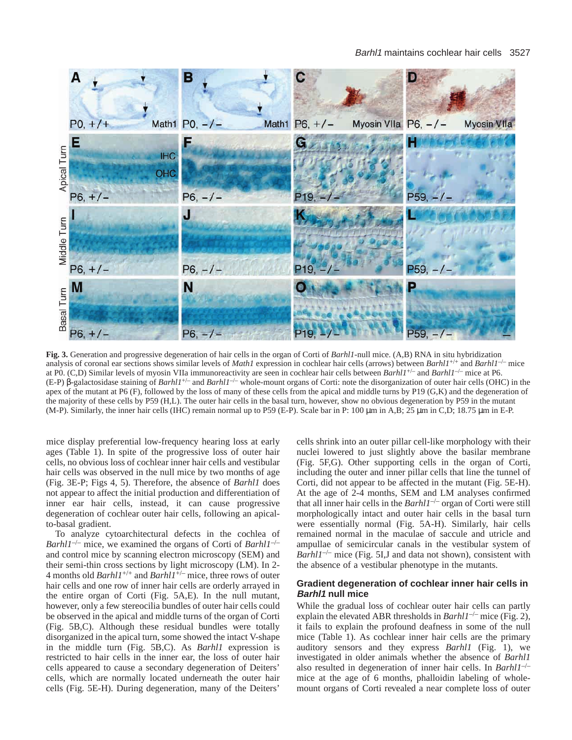**Fig. 3.** Generation and progressive degeneration of hair cells in the organ of Corti of *Barhl1*-null mice. (A,B) RNA in situ hybridization analysis of coronal ear sections shows similar levels of *Math1* expression in cochlear hair cells (arrows) between *Barhl1*$^{+/+}$ and *Barhl1*$^{-/-}$ mice at P0. (C,D) Similar levels of myosin VIIa immunoreactivity are seen in cochlear hair cells between *Barhl1*$^{+/-}$ and *Barhl1*$^{-/-}$ mice at P6. (E-P) β-galactosidase staining of *Barhl1*$^{+/-}$ and *Barhl1*$^{-/-}$ whole-mount organs of Corti: note the disorganization of outer hair cells (OHC) in the apex of the mutant at P6 (F), followed by the loss of many of these cells from the apical and middle turns by P19 (G,K) and the degeneration of the majority of these cells by P59 (H,L). The outer hair cells in the basal turn, however, show no obvious degeneration by P59 in the mutant (M-P). Similarly, the inner hair cells (IHC) remain normal up to P59 (E-P). Scale bar in P: 100 μm in A,B; 25 μm in C,D; 18.75 μm in E-P.

mice display preferential low-frequency hearing loss at early ages (Table 1). In spite of the progressive loss of outer hair cells, no obvious loss of cochlear inner hair cells and vestibular hair cells was observed in the null mice by two months of age (Fig. 3E-P; Figs 4, 5). Therefore, the absence of *Barhl1* does not appear to affect the initial production and differentiation of inner ear hair cells, instead, it can cause progressive degeneration of cochlear outer hair cells, following an apical-to-basal gradient.

To analyze cytoarchitectural defects in the cochlea of *Barhl1*$^{-/-}$ mice, we examined the organs of Corti of *Barhl1*$^{-/-}$ and control mice by scanning electron microscopy (SEM) and their semi-thin cross sections by light microscopy (LM). In 2-4 months old *Barhl1*$^{+/+}$ and *Barhl1*$^{+/-}$ mice, three rows of outer hair cells and one row of inner hair cells are orderly arrayed in the entire organ of Corti (Fig. 5A,E). In the null mutant, however, only a few stereocilia bundles of outer hair cells could be observed in the apical and middle turns of the organ of Corti (Fig. 5B,C). Although these residual bundles were totally disorganized in the apical turn, some showed the intact V-shape in the middle turn (Fig. 5B,C). As *Barhl1* expression is restricted to hair cells in the inner ear, the loss of outer hair cells appeared to cause a secondary degeneration of Deiters' cells, which are normally located underneath the outer hair cells (Fig. 5E-H). During degeneration, many of the Deiters' cells shrink into an outer pillar cell-like morphology with their nuclei lowered to just slightly above the basilar membrane (Fig. 5F,G). Other supporting cells in the organ of Corti, including the outer and inner pillar cells that line the tunnel of Corti, did not appear to be affected in the mutant (Fig. 5E-H). At the age of 2-4 months, SEM and LM analyses confirmed that all inner hair cells in the *Barhl1*$^{-/-}$ organ of Corti were still morphologically intact and outer hair cells in the basal turn were essentially normal (Fig. 5A-H). Similarly, hair cells remained normal in the maculae of saccule and utricle and ampullae of semicircular canals in the vestibular system of *Barhl1*$^{-/-}$ mice (Fig. 5I,J and data not shown), consistent with the absence of a vestibular phenotype in the mutants.

### Gradient degeneration of cochlear inner hair cells in *Barhl1* null mice

While the gradual loss of cochlear outer hair cells can partly explain the elevated ABR thresholds in *Barhl1*$^{-/-}$ mice (Fig. 2), it fails to explain the profound deafness in some of the null mice (Table 1). As cochlear inner hair cells are the primary auditory sensors and they express *Barhl1* (Fig. 1), we investigated in older animals whether the absence of *Barhl1* also resulted in degeneration of inner hair cells. In *Barhl1*$^{-/-}$ mice at the age of 6 months, phalloidin labeling of whole-mount organs of Corti revealed a near complete loss of outer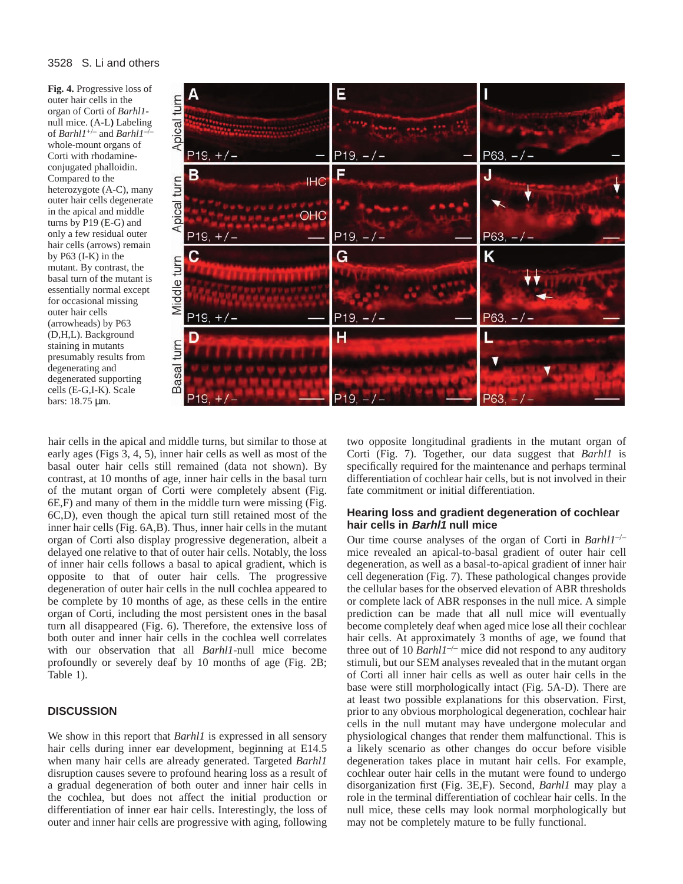**Fig. 4.** Progressive loss of outer hair cells in the organ of Corti of *Barhl1*-null mice. (A-L**)** Labeling of *Barhl1*$^{+/-}$ and *Barhl1*$^{-/-}$ whole-mount organs of Corti with rhodamine-conjugated phalloidin. Compared to the heterozygote (A-C), many outer hair cells degenerate in the apical and middle turns by P19 (E-G) and only a few residual outer hair cells (arrows) remain by P63 (I-K) in the mutant. By contrast, the basal turn of the mutant is essentially normal except for occasional missing outer hair cells (arrowheads) by P63 (D,H,L). Background staining in mutants presumably results from degenerating and degenerated supporting cells (E-G,I-K). Scale bars: 18.75 μm.

hair cells in the apical and middle turns, but similar to those at early ages (Figs 3, 4, 5), inner hair cells as well as most of the basal outer hair cells still remained (data not shown). By contrast, at 10 months of age, inner hair cells in the basal turn of the mutant organ of Corti were completely absent (Fig. 6E,F) and many of them in the middle turn were missing (Fig. 6C,D), even though the apical turn still retained most of the inner hair cells (Fig. 6A,B). Thus, inner hair cells in the mutant organ of Corti also display progressive degeneration, albeit a delayed one relative to that of outer hair cells. Notably, the loss of inner hair cells follows a basal to apical gradient, which is opposite to that of outer hair cells. The progressive degeneration of outer hair cells in the null cochlea appeared to be complete by 10 months of age, as these cells in the entire organ of Corti, including the most persistent ones in the basal turn all disappeared (Fig. 6). Therefore, the extensive loss of both outer and inner hair cells in the cochlea well correlates with our observation that all *Barhl1*-null mice become profoundly or severely deaf by 10 months of age (Fig. 2B; Table 1).

## DISCUSSION

We show in this report that *Barhl1* is expressed in all sensory hair cells during inner ear development, beginning at E14.5 when many hair cells are already generated. Targeted *Barhl1* disruption causes severe to profound hearing loss as a result of a gradual degeneration of both outer and inner hair cells in the cochlea, but does not affect the initial production or differentiation of inner ear hair cells. Interestingly, the loss of outer and inner hair cells are progressive with aging, following two opposite longitudinal gradients in the mutant organ of Corti (Fig. 7). Together, our data suggest that *Barhl1* is specifically required for the maintenance and perhaps terminal differentiation of cochlear hair cells, but is not involved in their fate commitment or initial differentiation.

### Hearing loss and gradient degeneration of cochlear hair cells in *Barhl1* null mice

Our time course analyses of the organ of Corti in *Barhl1*$^{-/-}$ mice revealed an apical-to-basal gradient of outer hair cell degeneration, as well as a basal-to-apical gradient of inner hair cell degeneration (Fig. 7). These pathological changes provide the cellular bases for the observed elevation of ABR thresholds or complete lack of ABR responses in the null mice. A simple prediction can be made that all null mice will eventually become completely deaf when aged mice lose all their cochlear hair cells. At approximately 3 months of age, we found that three out of 10 *Barhl1*$^{-/-}$ mice did not respond to any auditory stimuli, but our SEM analyses revealed that in the mutant organ of Corti all inner hair cells as well as outer hair cells in the base were still morphologically intact (Fig. 5A-D). There are at least two possible explanations for this observation. First, prior to any obvious morphological degeneration, cochlear hair cells in the null mutant may have undergone molecular and physiological changes that render them malfunctional. This is a likely scenario as other changes do occur before visible degeneration takes place in mutant hair cells. For example, cochlear outer hair cells in the mutant were found to undergo disorganization first (Fig. 3E,F). Second, *Barhl1* may play a role in the terminal differentiation of cochlear hair cells. In the null mice, these cells may look normal morphologically but may not be completely mature to be fully functional.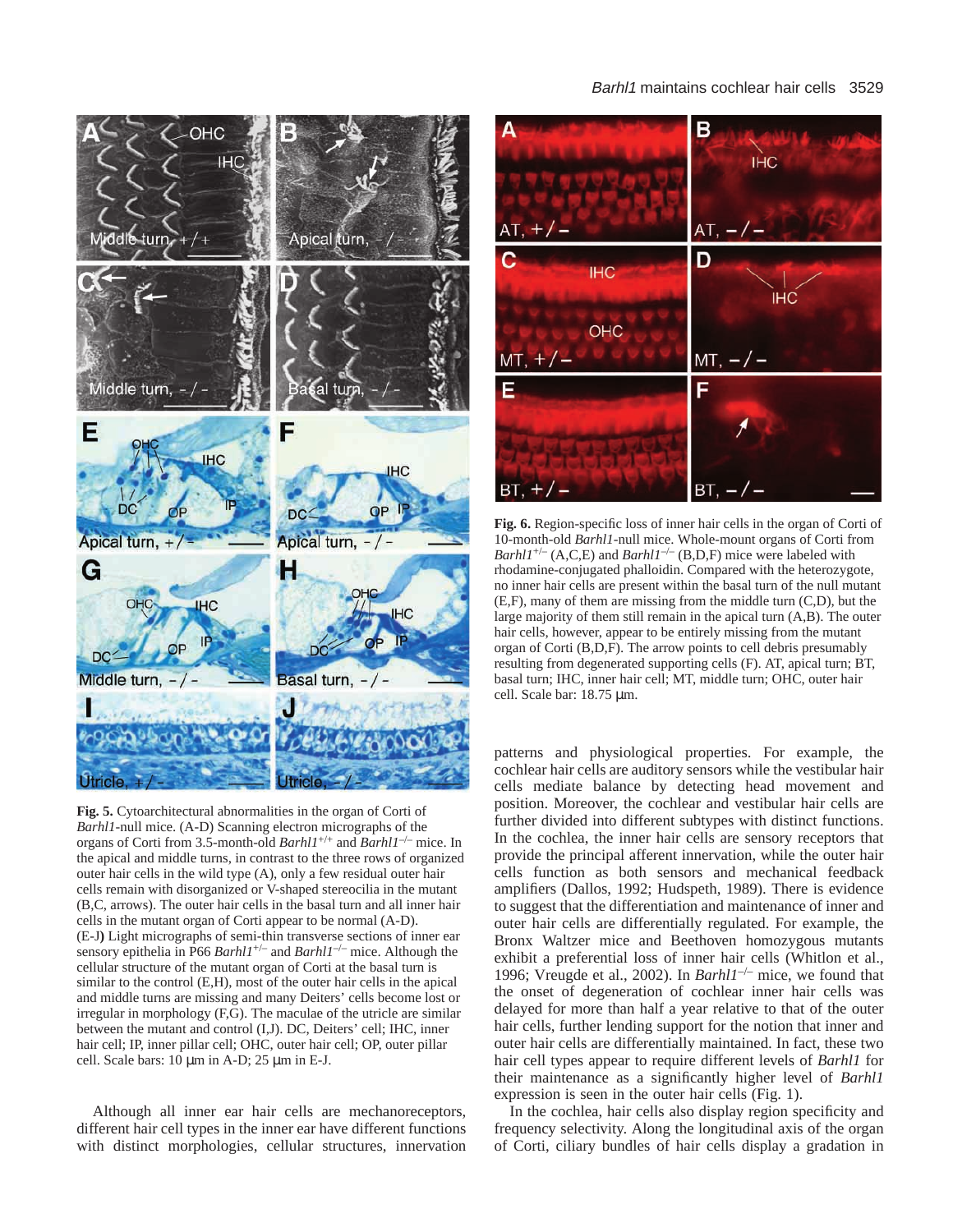**Fig. 5.** Cytoarchitectural abnormalities in the organ of Corti of *Barhl1*-null mice. (A-D) Scanning electron micrographs of the organs of Corti from 3.5-month-old *Barhl1*$^{+/+}$ and *Barhl1*$^{-/-}$ mice. In the apical and middle turns, in contrast to the three rows of organized outer hair cells in the wild type (A), only a few residual outer hair cells remain with disorganized or V-shaped stereocilia in the mutant (B,C, arrows). The outer hair cells in the basal turn and all inner hair cells in the mutant organ of Corti appear to be normal (A-D). (E-J) Light micrographs of semi-thin transverse sections of inner ear sensory epithelia in P66 *Barhl1*$^{+/-}$ and *Barhl1*$^{-/-}$ mice. Although the cellular structure of the mutant organ of Corti at the basal turn is similar to the control (E,H), most of the outer hair cells in the apical and middle turns are missing and many Deiters' cells become lost or irregular in morphology (F,G). The maculae of the utricle are similar between the mutant and control (I,J). DC, Deiters' cell; IHC, inner hair cell; IP, inner pillar cell; OHC, outer hair cell; OP, outer pillar cell. Scale bars: 10 μm in A-D; 25 μm in E-J.

**Fig. 6.** Region-specific loss of inner hair cells in the organ of Corti of 10-month-old *Barhl1*-null mice. Whole-mount organs of Corti from *Barhl1*$^{+/-}$ (A,C,E) and *Barhl1*$^{-/-}$ (B,D,F) mice were labeled with rhodamine-conjugated phalloidin. Compared with the heterozygote, no inner hair cells are present within the basal turn of the null mutant (E,F), many of them are missing from the middle turn (C,D), but the large majority of them still remain in the apical turn (A,B). The outer hair cells, however, appear to be entirely missing from the mutant organ of Corti (B,D,F). The arrow points to cell debris presumably resulting from degenerated supporting cells (F). AT, apical turn; BT, basal turn; IHC, inner hair cell; MT, middle turn; OHC, outer hair cell. Scale bar: 18.75 μm.

Although all inner ear hair cells are mechanoreceptors, different hair cell types in the inner ear have different functions with distinct morphologies, cellular structures, innervation patterns and physiological properties. For example, the cochlear hair cells are auditory sensors while the vestibular hair cells mediate balance by detecting head movement and position. Moreover, the cochlear and vestibular hair cells are further divided into different subtypes with distinct functions. In the cochlea, the inner hair cells are sensory receptors that provide the principal afferent innervation, while the outer hair cells function as both sensors and mechanical feedback amplifiers (Dallos, 1992; Hudspeth, 1989). There is evidence to suggest that the differentiation and maintenance of inner and outer hair cells are differentially regulated. For example, the Bronx Waltzer mice and Beethoven homozygous mutants exhibit a preferential loss of inner hair cells (Whitlon et al., 1996; Vreugde et al., 2002). In *Barhl1*$^{-/-}$ mice, we found that the onset of degeneration of cochlear inner hair cells was delayed for more than half a year relative to that of the outer hair cells, further lending support for the notion that inner and outer hair cells are differentially maintained. In fact, these two hair cell types appear to require different levels of *Barhl1* for their maintenance as a significantly higher level of *Barhl1* expression is seen in the outer hair cells (Fig. 1).

In the cochlea, hair cells also display region specificity and frequency selectivity. Along the longitudinal axis of the organ of Corti, ciliary bundles of hair cells display a gradation in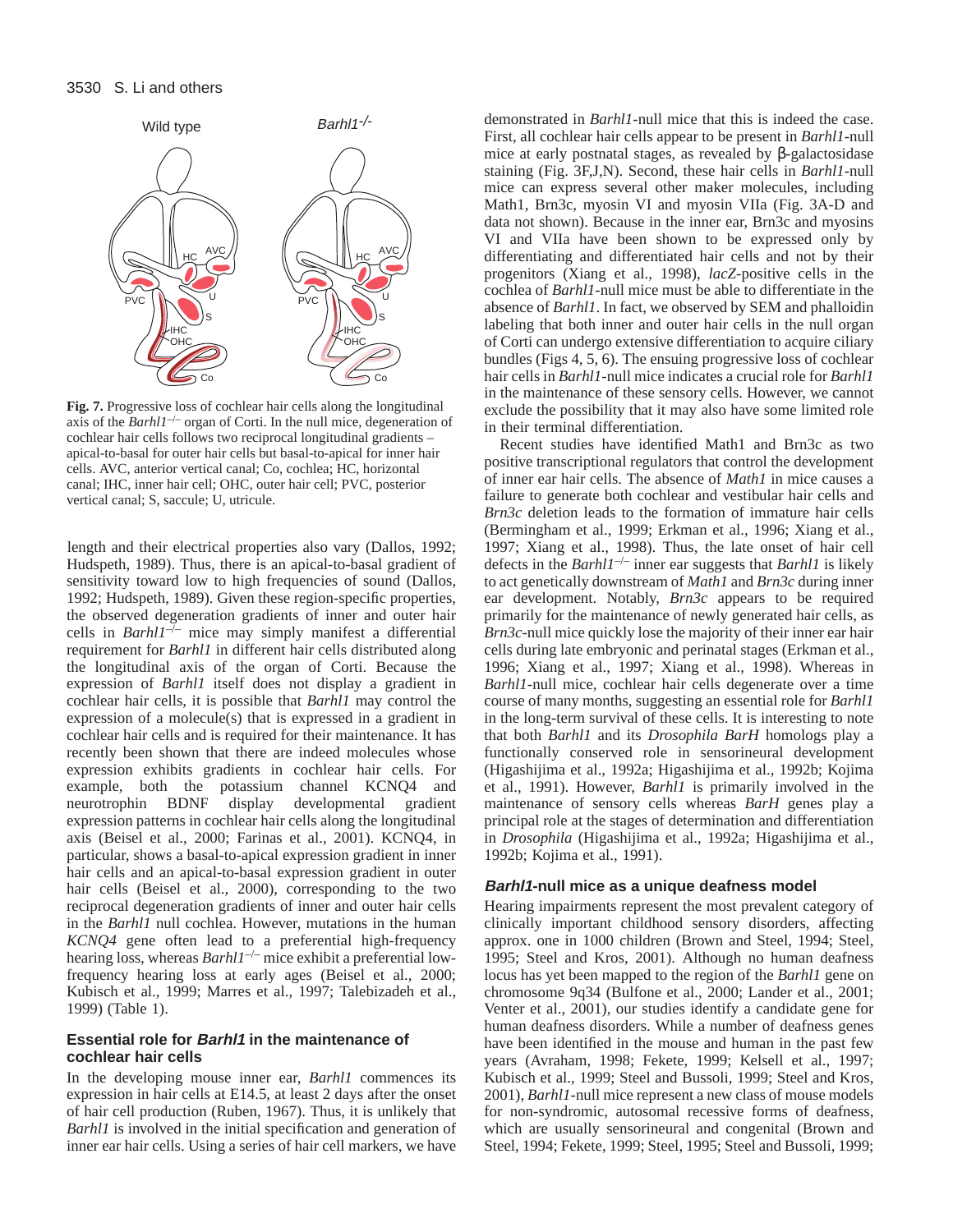**Fig. 7.** Progressive loss of cochlear hair cells along the longitudinal axis of the *Barhl1*$^{-/-}$ organ of Corti. In the null mice, degeneration of cochlear hair cells follows two reciprocal longitudinal gradients – apical-to-basal for outer hair cells but basal-to-apical for inner hair cells. AVC, anterior vertical canal; Co, cochlea; HC, horizontal canal; IHC, inner hair cell; OHC, outer hair cell; PVC, posterior vertical canal; S, saccule; U, utricle.

length and their electrical properties also vary (Dallos, 1992; Hudspeth, 1989). Thus, there is an apical-to-basal gradient of sensitivity toward low to high frequencies of sound (Dallos, 1992; Hudspeth, 1989). Given these region-specific properties, the observed degeneration gradients of inner and outer hair cells in *Barhl1*$^{-/-}$ mice may simply manifest a differential requirement for *Barhl1* in different hair cells distributed along the longitudinal axis of the organ of Corti. Because the expression of *Barhl1* itself does not display a gradient in cochlear hair cells, it is possible that *Barhl1* may control the expression of a molecule(s) that is expressed in a gradient in cochlear hair cells and is required for their maintenance. It has recently been shown that there are indeed molecules whose expression exhibits gradients in cochlear hair cells. For example, both the potassium channel KCNQ4 and neurotrophin BDNF display developmental gradient expression patterns in cochlear hair cells along the longitudinal axis (Beisel et al., 2000; Farinas et al., 2001). KCNQ4, in particular, shows a basal-to-apical expression gradient in inner hair cells and an apical-to-basal expression gradient in outer hair cells (Beisel et al., 2000), corresponding to the two reciprocal degeneration gradients of inner and outer hair cells in the *Barhl1* null cochlea. However, mutations in the human *KCNQ4* gene often lead to a preferential high-frequency hearing loss, whereas *Barhl1*$^{-/-}$ mice exhibit a preferential low-frequency hearing loss at early ages (Beisel et al., 2000; Kubisch et al., 1999; Marres et al., 1997; Talebizadeh et al., 1999) (Table 1).

## Essential role for *Barhl1* in the maintenance of cochlear hair cells

In the developing mouse inner ear, *Barhl1* commences its expression in hair cells at E14.5, at least 2 days after the onset of hair cell production (Ruben, 1967). Thus, it is unlikely that *Barhl1* is involved in the initial specification and generation of inner ear hair cells. Using a series of hair cell markers, we have demonstrated in *Barhl1*-null mice that this is indeed the case. First, all cochlear hair cells appear to be present in *Barhl1*-null mice at early postnatal stages, as revealed by β-galactosidase staining (Fig. 3F,J,N). Second, these hair cells in *Barhl1*-null mice can express several other maker molecules, including Math1, Brn3c, myosin VI and myosin VIIa (Fig. 3A-D and data not shown). Because in the inner ear, Brn3c and myosins VI and VIIa have been shown to be expressed only by differentiating and differentiated hair cells and not by their progenitors (Xiang et al., 1998), *lacZ*-positive cells in the cochlea of *Barhl1*-null mice must be able to differentiate in the absence of *Barhl1*. In fact, we observed by SEM and phalloidin labeling that both inner and outer hair cells in the null organ of Corti can undergo extensive differentiation to acquire ciliary bundles (Figs 4, 5, 6). The ensuing progressive loss of cochlear hair cells in *Barhl1*-null mice indicates a crucial role for *Barhl1* in the maintenance of these sensory cells. However, we cannot exclude the possibility that it may also have some limited role in their terminal differentiation.

Recent studies have identified Math1 and Brn3c as two positive transcriptional regulators that control the development of inner ear hair cells. The absence of *Math1* in mice causes a failure to generate both cochlear and vestibular hair cells and *Brn3c* deletion leads to the formation of immature hair cells (Bermingham et al., 1999; Erkman et al., 1996; Xiang et al., 1997; Xiang et al., 1998). Thus, the late onset of hair cell defects in the *Barhl1*$^{-/-}$ inner ear suggests that *Barhl1* is likely to act genetically downstream of *Math1* and *Brn3c* during inner ear development. Notably, *Brn3c* appears to be required primarily for the maintenance of newly generated hair cells, as *Brn3c*-null mice quickly lose the majority of their inner ear hair cells during late embryonic and perinatal stages (Erkman et al., 1996; Xiang et al., 1997; Xiang et al., 1998). Whereas in *Barhl1*-null mice, cochlear hair cells degenerate over a time course of many months, suggesting an essential role for *Barhl1* in the long-term survival of these cells. It is interesting to note that both *Barhl1* and its *Drosophila BarH* homologs play a functionally conserved role in sensorineural development (Higashijima et al., 1992a; Higashijima et al., 1992b; Kojima et al., 1991). However, *Barhl1* is primarily involved in the maintenance of sensory cells whereas *BarH* genes play a principal role at the stages of determination and differentiation in *Drosophila* (Higashijima et al., 1992a; Higashijima et al., 1992b; Kojima et al., 1991).

## *Barhl1*-null mice as a unique deafness model

Hearing impairments represent the most prevalent category of clinically important childhood sensory disorders, affecting approx. one in 1000 children (Brown and Steel, 1994; Steel, 1995; Steel and Kros, 2001). Although no human deafness locus has yet been mapped to the region of the *Barhl1* gene on chromosome 9q34 (Bulfone et al., 2000; Lander et al., 2001; Venter et al., 2001), our studies identify a candidate gene for human deafness disorders. While a number of deafness genes have been identified in the mouse and human in the past few years (Avraham, 1998; Fekete, 1999; Kelsell et al., 1997; Kubisch et al., 1999; Steel and Bussoli, 1999; Steel and Kros, 2001), *Barhl1*-null mice represent a new class of mouse models for non-syndromic, autosomal recessive forms of deafness, which are usually sensorineural and congenital (Brown and Steel, 1994; Fekete, 1999; Steel, 1995; Steel and Bussoli, 1999;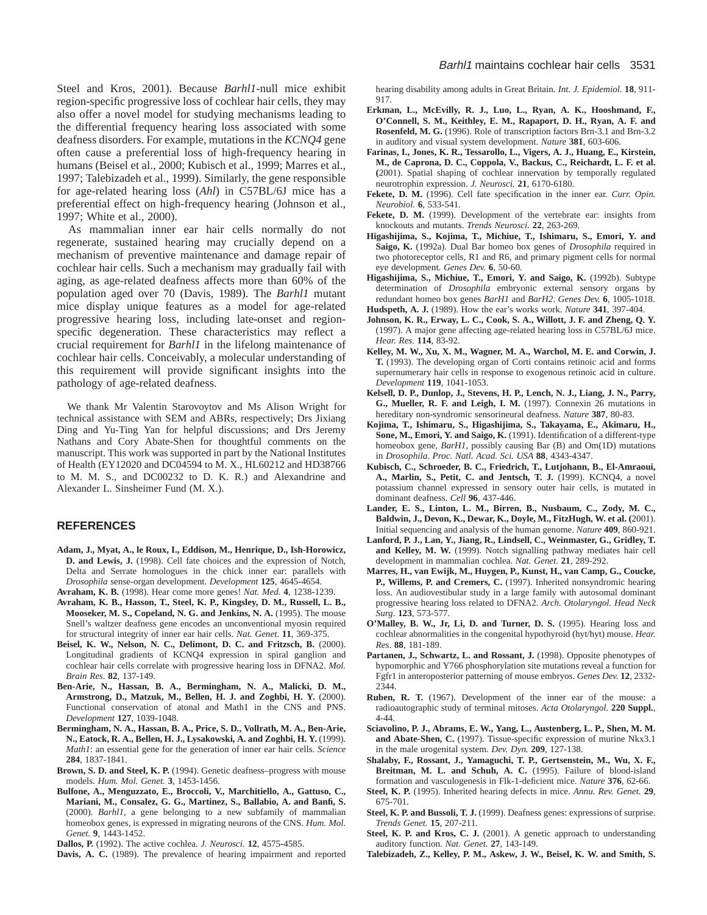Steel and Kros, 2001). Because *Barhl1*-null mice exhibit region-specific progressive loss of cochlear hair cells, they may also offer a novel model for studying mechanisms leading to the differential frequency hearing loss associated with some deafness disorders. For example, mutations in the *KCNQ4* gene often cause a preferential loss of high-frequency hearing in humans (Beisel et al., 2000; Kubisch et al., 1999; Marres et al., 1997; Talebizadeh et al., 1999). Similarly, the gene responsible for age-related hearing loss (*Ahl*) in C57BL/6J mice has a preferential effect on high-frequency hearing (Johnson et al., 1997; White et al., 2000).

As mammalian inner ear hair cells normally do not regenerate, sustained hearing may crucially depend on a mechanism of preventive maintenance and damage repair of cochlear hair cells. Such a mechanism may gradually fail with aging, as age-related deafness affects more than 60% of the population aged over 70 (Davis, 1989). The *Barhl1* mutant mice display unique features as a model for age-related progressive hearing loss, including late-onset and region-specific degeneration. These characteristics may reflect a crucial requirement for *Barhl1* in the lifelong maintenance of cochlear hair cells. Conceivably, a molecular understanding of this requirement will provide significant insights into the pathology of age-related deafness.

We thank Mr Valentin Starovoytov and Ms Alison Wright for technical assistance with SEM and ABRs, respectively; Drs Jixiang Ding and Yu-Ting Yan for helpful discussions; and Drs Jeremy Nathans and Cory Abate-Shen for thoughtful comments on the manuscript. This work was supported in part by the National Institutes of Health (EY12020 and DC04594 to M. X., HL60212 and HD38766 to M. M. S., and DC00232 to D. K. R.) and Alexandrine and Alexander L. Sinsheimer Fund (M. X.).

## REFERENCES

**Adam, J., Myat, A., le Roux, I., Eddison, M., Henrique, D., Ish-Horowicz, D. and Lewis, J.** (1998). Cell fate choices and the expression of Notch, Delta and Serrate homologues in the chick inner ear: parallels with *Drosophila* sense-organ development. *Development* **125**, 4645-4654.

**Avraham, K. B.** (1998). Hear come more genes! *Nat. Med.* **4**, 1238-1239.

**Avraham, K. B., Hasson, T., Steel, K. P., Kingsley, D. M., Russell, L. B., Mooseker, M. S., Copeland, N. G. and Jenkins, N. A.** (1995). The mouse Snell's waltzer deafness gene encodes an unconventional myosin required for structural integrity of inner ear hair cells. *Nat. Genet.* **11**, 369-375.

**Beisel, K. W., Nelson, N. C., Delimont, D. C. and Fritzsch, B.** (2000). Longitudinal gradients of KCNQ4 expression in spiral ganglion and cochlear hair cells correlate with progressive hearing loss in DFNA2. *Mol. Brain Res.* **82**, 137-149.

**Ben-Arie, N., Hassan, B. A., Bermingham, N. A., Malicki, D. M., Armstrong, D., Matzuk, M., Bellen, H. J. and Zoghbi, H. Y.** (2000). Functional conservation of atonal and Math1 in the CNS and PNS. *Development* **127**, 1039-1048.

**Bermingham, N. A., Hassan, B. A., Price, S. D., Vollrath, M. A., Ben-Arie, N., Eatock, R. A., Bellen, H. J., Lysakowski, A. and Zoghbi, H. Y.** (1999). *Math1*: an essential gene for the generation of inner ear hair cells. *Science* **284**, 1837-1841.

**Brown, S. D. and Steel, K. P.** (1994). Genetic deafness–progress with mouse models. *Hum. Mol. Genet.* **3**, 1453-1456.

**Bulfone, A., Menguzzato, E., Broccoli, V., Marchitiello, A., Gattuso, C., Mariani, M., Consalez, G. G., Martinez, S., Ballabio, A. and Banfi, S.** (2000). *Barhl1*, a gene belonging to a new subfamily of mammalian homeobox genes, is expressed in migrating neurons of the CNS. *Hum. Mol. Genet.* **9**, 1443-1452.

**Dallos, P.** (1992). The active cochlea. *J. Neurosci.* **12**, 4575-4585.

**Davis, A. C.** (1989). The prevalence of hearing impairment and reported hearing disability among adults in Great Britain. *Int. J. Epidemiol.* **18**, 911-917.

**Erkman, L., McEvilly, R. J., Luo, L., Ryan, A. K., Hooshmand, F., O'Connell, S. M., Keithley, E. M., Rapaport, D. H., Ryan, A. F. and Rosenfeld, M. G.** (1996). Role of transcription factors Brn-3.1 and Brn-3.2 in auditory and visual system development. *Nature* **381**, 603-606.

**Farinas, I., Jones, K. R., Tessarollo, L., Vigers, A. J., Huang, E., Kirstein, M., de Caprona, D. C., Coppola, V., Backus, C., Reichardt, L. F. et al.** (2001). Spatial shaping of cochlear innervation by temporally regulated neurotrophin expression. *J. Neurosci.* **21**, 6170-6180.

**Fekete, D. M.** (1996). Cell fate specification in the inner ear. *Curr. Opin. Neurobiol.* **6**, 533-541.

**Fekete, D. M.** (1999). Development of the vertebrate ear: insights from knockouts and mutants. *Trends Neurosci.* **22**, 263-269.

**Higashijima, S., Kojima, T., Michiue, T., Ishimaru, S., Emori, Y. and Saigo, K.** (1992a). Dual Bar homeo box genes of *Drosophila* required in two photoreceptor cells, R1 and R6, and primary pigment cells for normal eye development. *Genes Dev.* **6**, 50-60.

**Higashijima, S., Michiue, T., Emori, Y. and Saigo, K.** (1992b). Subtype determination of *Drosophila* embryonic external sensory organs by redundant homeo box genes *BarH1* and *BarH2*. *Genes Dev.* **6**, 1005-1018.

**Hudspeth, A. J.** (1989). How the ear's works work. *Nature* **341**, 397-404.

**Johnson, K. R., Erway, L. C., Cook, S. A., Willott, J. F. and Zheng, Q. Y.** (1997). A major gene affecting age-related hearing loss in C57BL/6J mice. *Hear. Res.* **114**, 83-92.

**Kelley, M. W., Xu, X. M., Wagner, M. A., Warchol, M. E. and Corwin, J. T.** (1993). The developing organ of Corti contains retinoic acid and forms supernumerary hair cells in response to exogenous retinoic acid in culture. *Development* **119**, 1041-1053.

**Kelsell, D. P., Dunlop, J., Stevens, H. P., Lench, N. J., Liang, J. N., Parry, G., Mueller, R. F. and Leigh, I. M.** (1997). Connexin 26 mutations in hereditary non-syndromic sensorineural deafness. *Nature* **387**, 80-83.

**Kojima, T., Ishimaru, S., Higashijima, S., Takayama, E., Akimaru, H., Sone, M., Emori, Y. and Saigo, K.** (1991). Identification of a different-type homeobox gene, *BarH1*, possibly causing Bar (B) and Om(1D) mutations in *Drosophila*. *Proc. Natl. Acad. Sci. USA* **88**, 4343-4347.

**Kubisch, C., Schroeder, B. C., Friedrich, T., Lutjohann, B., El-Amraoui, A., Marlin, S., Petit, C. and Jentsch, T. J.** (1999). KCNQ4, a novel potassium channel expressed in sensory outer hair cells, is mutated in dominant deafness. *Cell* **96**, 437-446.

**Lander, E. S., Linton, L. M., Birren, B., Nusbaum, C., Zody, M. C., Baldwin, J., Devon, K., Dewar, K., Doyle, M., FitzHugh, W. et al.** (2001). Initial sequencing and analysis of the human genome. *Nature* **409**, 860-921.

**Lanford, P. J., Lan, Y., Jiang, R., Lindsell, C., Weinmaster, G., Gridley, T. and Kelley, M. W.** (1999). Notch signalling pathway mediates hair cell development in mammalian cochlea. *Nat. Genet.* **21**, 289-292.

**Marres, H., van Ewijk, M., Huygen, P., Kunst, H., van Camp, G., Coucke, P., Willems, P. and Cremers, C.** (1997). Inherited nonsyndromic hearing loss. An audiovestibular study in a large family with autosomal dominant progressive hearing loss related to DFNA2. *Arch. Otolaryngol. Head Neck Surg.* **123**, 573-577.

**O'Malley, B. W., Jr, Li, D. and Turner, D. S.** (1995). Hearing loss and cochlear abnormalities in the congenital hypothyroid (hyt/hyt) mouse. *Hear. Res.* **88**, 181-189.

**Partanen, J., Schwartz, L. and Rossant, J.** (1998). Opposite phenotypes of hypomorphic and Y766 phosphorylation site mutations reveal a function for Fgfr1 in anteroposterior patterning of mouse embryos. *Genes Dev.* **12**, 2332-2344.

**Ruben, R. T.** (1967). Development of the inner ear of the mouse: a radioautographic study of terminal mitoses. *Acta Otolaryngol.* **220 Suppl.**, 4-44.

**Sciavolino, P. J., Abrams, E. W., Yang, L., Austenberg, L. P., Shen, M. M. and Abate-Shen, C.** (1997). Tissue-specific expression of murine Nkx3.1 in the male urogenital system. *Dev. Dyn.* **209**, 127-138.

**Shalaby, F., Rossant, J., Yamaguchi, T. P., Gertsenstein, M., Wu, X. F., Breitman, M. L. and Schuh, A. C.** (1995). Failure of blood-island formation and vasculogenesis in Flk-1-deficient mice. *Nature* **376**, 62-66.

**Steel, K. P.** (1995). Inherited hearing defects in mice. *Annu. Rev. Genet.* **29**, 675-701.

**Steel, K. P. and Bussoli, T. J.** (1999). Deafness genes: expressions of surprise. *Trends Genet.* **15**, 207-211.

**Steel, K. P. and Kros, C. J.** (2001). A genetic approach to understanding auditory function. *Nat. Genet.* **27**, 143-149.

**Talebizadeh, Z., Kelley, P. M., Askew, J. W., Beisel, K. W. and Smith, S.**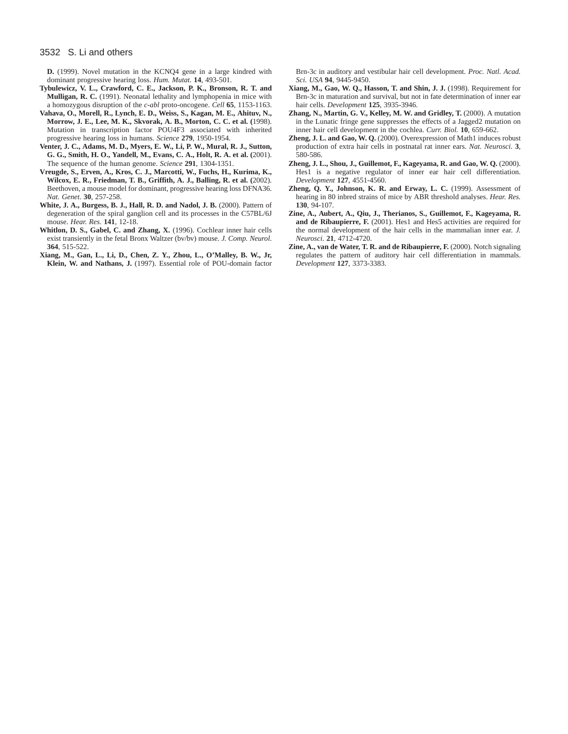**D.** (1999). Novel mutation in the KCNQ4 gene in a large kindred with dominant progressive hearing loss. *Hum. Mutat.* **14**, 493-501.

**Tybulewicz, V. L., Crawford, C. E., Jackson, P. K., Bronson, R. T. and Mulligan, R. C.** (1991). Neonatal lethality and lymphopenia in mice with a homozygous disruption of the *c-abl* proto-oncogene. *Cell* **65**, 1153-1163.

**Vahava, O., Morell, R., Lynch, E. D., Weiss, S., Kagan, M. E., Ahituv, N., Morrow, J. E., Lee, M. K., Skvorak, A. B., Morton, C. C. et al. (**1998). Mutation in transcription factor POU4F3 associated with inherited progressive hearing loss in humans. *Science* **279**, 1950-1954.

**Venter, J. C., Adams, M. D., Myers, E. W., Li, P. W., Mural, R. J., Sutton, G. G., Smith, H. O., Yandell, M., Evans, C. A., Holt, R. A. et al. (**2001). The sequence of the human genome. *Science* **291**, 1304-1351.

**Vreugde, S., Erven, A., Kros, C. J., Marcotti, W., Fuchs, H., Kurima, K., Wilcox, E. R., Friedman, T. B., Griffith, A. J., Balling, R. et al. (**2002). Beethoven, a mouse model for dominant, progressive hearing loss DFNA36. *Nat. Genet.* **30**, 257-258.

**White, J. A., Burgess, B. J., Hall, R. D. and Nadol, J. B.** (2000). Pattern of degeneration of the spiral ganglion cell and its processes in the C57BL/6J mouse. *Hear. Res.* **141**, 12-18.

**Whitlon, D. S., Gabel, C. and Zhang, X.** (1996). Cochlear inner hair cells exist transiently in the fetal Bronx Waltzer (bv/bv) mouse. *J. Comp. Neurol.* **364**, 515-522.

**Xiang, M., Gan, L., Li, D., Chen, Z. Y., Zhou, L., O'Malley, B. W., Jr, Klein, W. and Nathans, J.** (1997). Essential role of POU-domain factor Brn-3c in auditory and vestibular hair cell development. *Proc. Natl. Acad. Sci. USA* **94**, 9445-9450.

**Xiang, M., Gao, W. Q., Hasson, T. and Shin, J. J.** (1998). Requirement for Brn-3c in maturation and survival, but not in fate determination of inner ear hair cells. *Development* **125**, 3935-3946.

**Zhang, N., Martin, G. V., Kelley, M. W. and Gridley, T.** (2000). A mutation in the Lunatic fringe gene suppresses the effects of a Jagged2 mutation on inner hair cell development in the cochlea. *Curr. Biol.* **10**, 659-662.

**Zheng, J. L. and Gao, W. Q.** (2000). Overexpression of Math1 induces robust production of extra hair cells in postnatal rat inner ears. *Nat. Neurosci.* **3**, 580-586.

**Zheng, J. L., Shou, J., Guillemot, F., Kageyama, R. and Gao, W. Q.** (2000). Hes1 is a negative regulator of inner ear hair cell differentiation. *Development* **127**, 4551-4560.

**Zheng, Q. Y., Johnson, K. R. and Erway, L. C.** (1999). Assessment of hearing in 80 inbred strains of mice by ABR threshold analyses. *Hear. Res.* **130**, 94-107.

**Zine, A., Aubert, A., Qiu, J., Therianos, S., Guillemot, F., Kageyama, R. and de Ribaupierre, F.** (2001). Hes1 and Hes5 activities are required for the normal development of the hair cells in the mammalian inner ear. *J. Neurosci.* **21**, 4712-4720.

**Zine, A., van de Water, T. R. and de Ribaupierre, F.** (2000). Notch signaling regulates the pattern of auditory hair cell differentiation in mammals. *Development* **127**, 3373-3383.